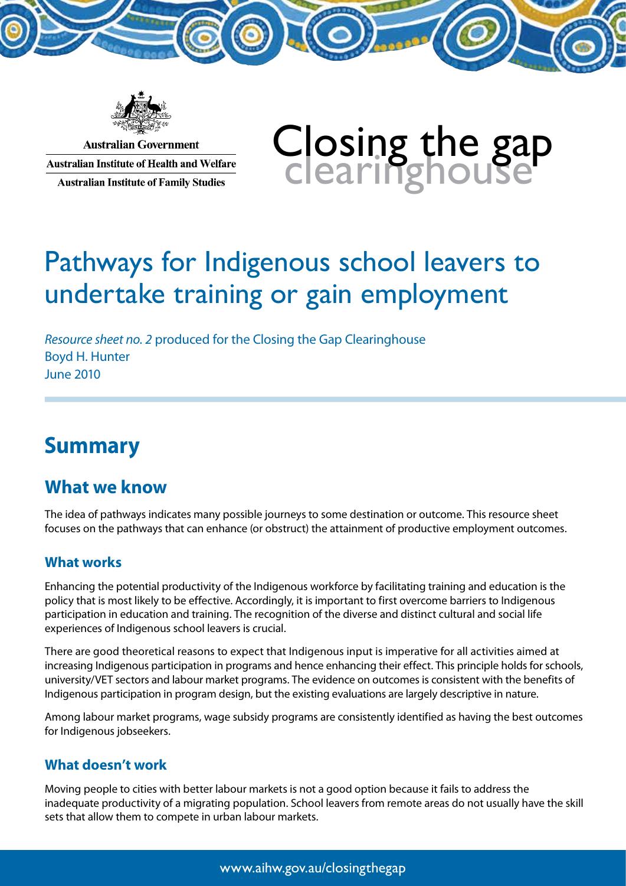Australian Government

Australian Institute of Health and Welfare

Australian Institute of Family Studies

Closing the gap clearinghouse

# Pathways for Indigenous school leavers to undertake training or gain employment

*Resource sheet no. 2* produced for the Closing the Gap Clearinghouse

Boyd H. Hunter

June 2010

## Summary

### What we know

The idea of pathways indicates many possible journeys to some destination or outcome. This resource sheet focuses on the pathways that can enhance (or obstruct) the attainment of productive employment outcomes.

#### What works

Enhancing the potential productivity of the Indigenous workforce by facilitating training and education is the policy that is most likely to be effective. Accordingly, it is important to first overcome barriers to Indigenous participation in education and training. The recognition of the diverse and distinct cultural and social life experiences of Indigenous school leavers is crucial.

There are good theoretical reasons to expect that Indigenous input is imperative for all activities aimed at increasing Indigenous participation in programs and hence enhancing their effect. This principle holds for schools, university/VET sectors and labour market programs. The evidence on outcomes is consistent with the benefits of Indigenous participation in program design, but the existing evaluations are largely descriptive in nature.

Among labour market programs, wage subsidy programs are consistently identified as having the best outcomes for Indigenous jobseekers.

#### What doesn't work

Moving people to cities with better labour markets is not a good option because it fails to address the inadequate productivity of a migrating population. School leavers from remote areas do not usually have the skill sets that allow them to compete in urban labour markets.

www.aihw.gov.au/closingthegap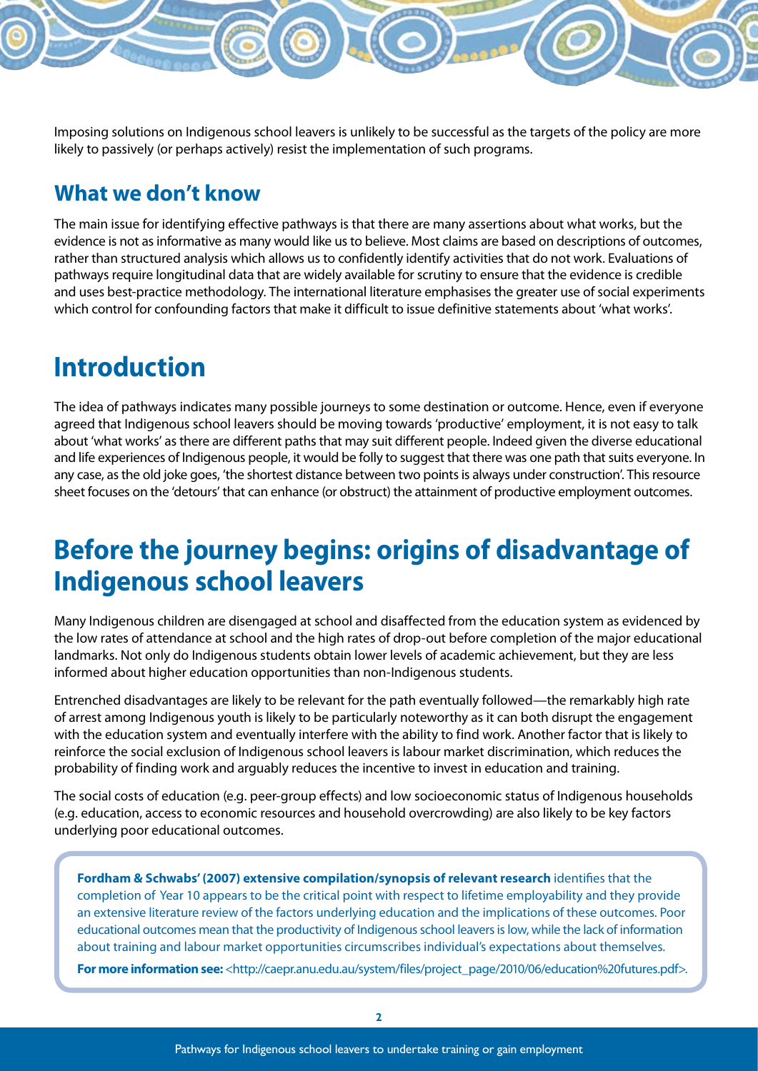Imposing solutions on Indigenous school leavers is unlikely to be successful as the targets of the policy are more likely to passively (or perhaps actively) resist the implementation of such programs.

## What we don't know

The main issue for identifying effective pathways is that there are many assertions about what works, but the evidence is not as informative as many would like us to believe. Most claims are based on descriptions of outcomes, rather than structured analysis which allows us to confidently identify activities that do not work. Evaluations of pathways require longitudinal data that are widely available for scrutiny to ensure that the evidence is credible and uses best-practice methodology. The international literature emphasises the greater use of social experiments which control for confounding factors that make it difficult to issue definitive statements about 'what works'.

# Introduction

The idea of pathways indicates many possible journeys to some destination or outcome. Hence, even if everyone agreed that Indigenous school leavers should be moving towards 'productive' employment, it is not easy to talk about 'what works' as there are different paths that may suit different people. Indeed given the diverse educational and life experiences of Indigenous people, it would be folly to suggest that there was one path that suits everyone. In any case, as the old joke goes, 'the shortest distance between two points is always under construction'. This resource sheet focuses on the 'detours' that can enhance (or obstruct) the attainment of productive employment outcomes.

# Before the journey begins: origins of disadvantage of Indigenous school leavers

Many Indigenous children are disengaged at school and disaffected from the education system as evidenced by the low rates of attendance at school and the high rates of drop-out before completion of the major educational landmarks. Not only do Indigenous students obtain lower levels of academic achievement, but they are less informed about higher education opportunities than non-Indigenous students.

Entrenched disadvantages are likely to be relevant for the path eventually followed—the remarkably high rate of arrest among Indigenous youth is likely to be particularly noteworthy as it can both disrupt the engagement with the education system and eventually interfere with the ability to find work. Another factor that is likely to reinforce the social exclusion of Indigenous school leavers is labour market discrimination, which reduces the probability of finding work and arguably reduces the incentive to invest in education and training.

The social costs of education (e.g. peer-group effects) and low socioeconomic status of Indigenous households (e.g. education, access to economic resources and household overcrowding) are also likely to be key factors underlying poor educational outcomes.

**Fordham & Schwabs' (2007) extensive compilation/synopsis of relevant research** identifies that the completion of Year 10 appears to be the critical point with respect to lifetime employability and they provide an extensive literature review of the factors underlying education and the implications of these outcomes. Poor educational outcomes mean that the productivity of Indigenous school leavers is low, while the lack of information about training and labour market opportunities circumscribes individual's expectations about themselves.

**For more information see:** <http://caepr.anu.edu.au/system/files/project_page/2010/06/education%20futures.pdf>.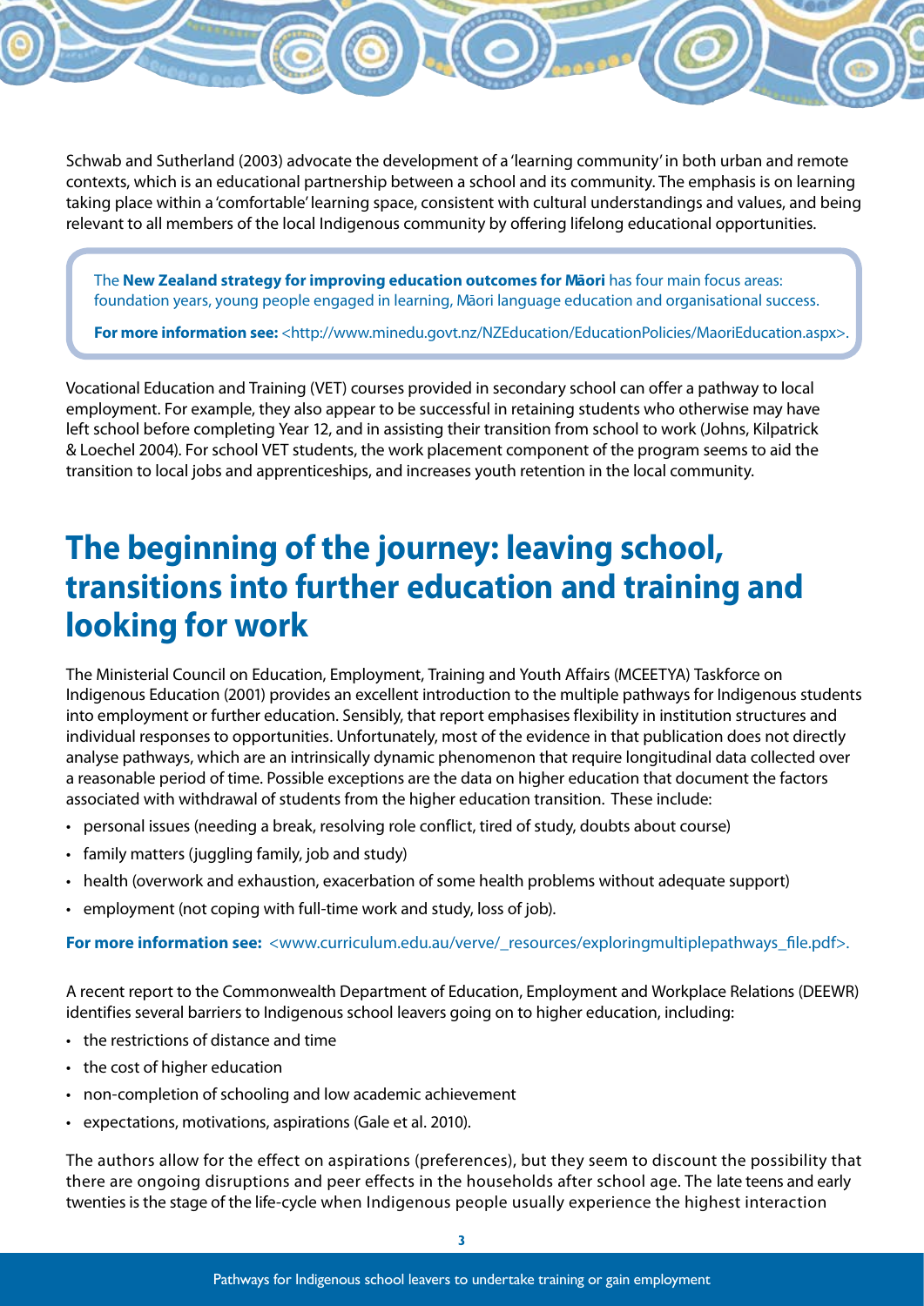Schwab and Sutherland (2003) advocate the development of a 'learning community' in both urban and remote contexts, which is an educational partnership between a school and its community. The emphasis is on learning taking place within a 'comfortable' learning space, consistent with cultural understandings and values, and being relevant to all members of the local Indigenous community by offering lifelong educational opportunities.

> The **New Zealand strategy for improving education outcomes for Māori** has four main focus areas: foundation years, young people engaged in learning, Māori language education and organisational success.
>
> **For more information see:** <http://www.minedu.govt.nz/NZEducation/EducationPolicies/MaoriEducation.aspx>.

Vocational Education and Training (VET) courses provided in secondary school can offer a pathway to local employment. For example, they also appear to be successful in retaining students who otherwise may have left school before completing Year 12, and in assisting their transition from school to work (Johns, Kilpatrick & Loechel 2004). For school VET students, the work placement component of the program seems to aid the transition to local jobs and apprenticeships, and increases youth retention in the local community.

## The beginning of the journey: leaving school, transitions into further education and training and looking for work

The Ministerial Council on Education, Employment, Training and Youth Affairs (MCEETYA) Taskforce on Indigenous Education (2001) provides an excellent introduction to the multiple pathways for Indigenous students into employment or further education. Sensibly, that report emphasises flexibility in institution structures and individual responses to opportunities. Unfortunately, most of the evidence in that publication does not directly analyse pathways, which are an intrinsically dynamic phenomenon that require longitudinal data collected over a reasonable period of time. Possible exceptions are the data on higher education that document the factors associated with withdrawal of students from the higher education transition. These include:

- personal issues (needing a break, resolving role conflict, tired of study, doubts about course)
- family matters (juggling family, job and study)
- health (overwork and exhaustion, exacerbation of some health problems without adequate support)
- employment (not coping with full-time work and study, loss of job).

**For more information see:** <www.curriculum.edu.au/verve/_resources/exploringmultiplepathways_file.pdf>.

A recent report to the Commonwealth Department of Education, Employment and Workplace Relations (DEEWR) identifies several barriers to Indigenous school leavers going on to higher education, including:

- the restrictions of distance and time
- the cost of higher education
- non-completion of schooling and low academic achievement
- expectations, motivations, aspirations (Gale et al. 2010).

The authors allow for the effect on aspirations (preferences), but they seem to discount the possibility that there are ongoing disruptions and peer effects in the households after school age. The late teens and early twenties is the stage of the life-cycle when Indigenous people usually experience the highest interaction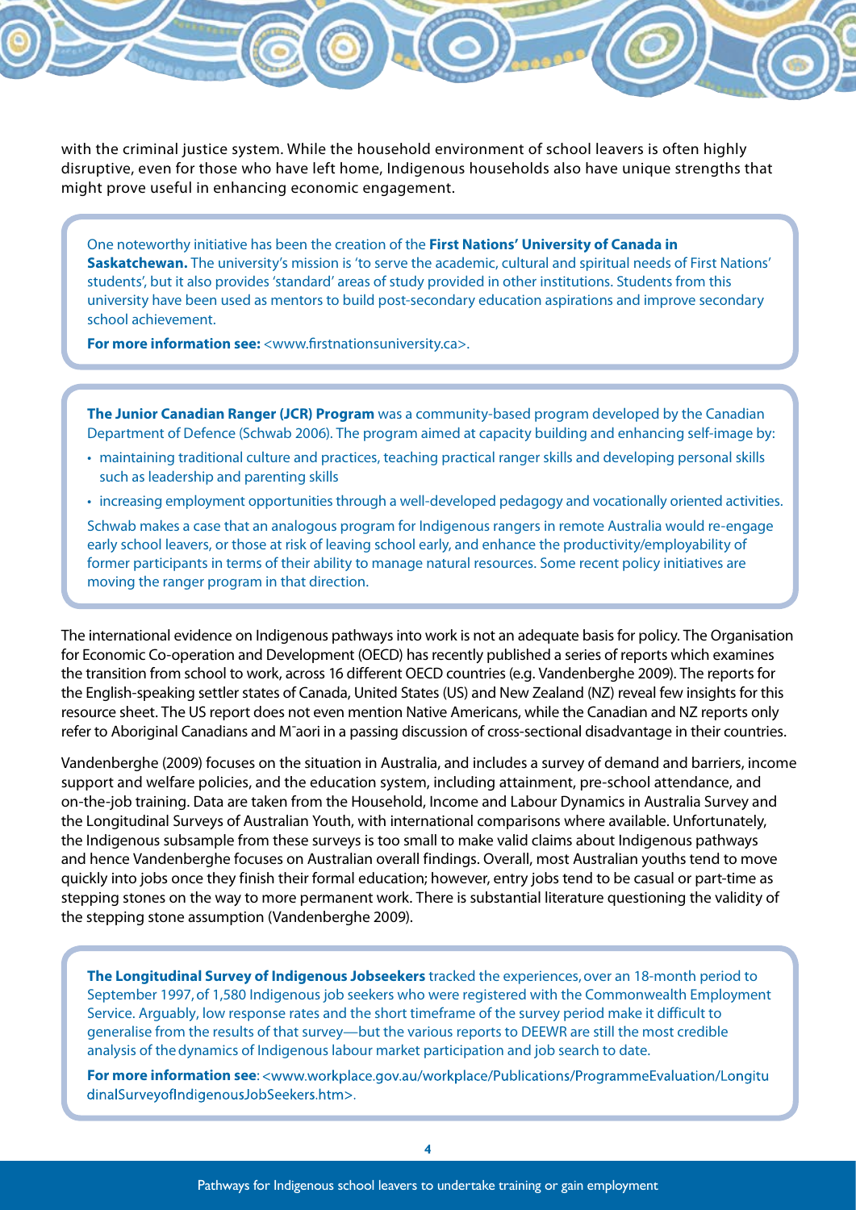with the criminal justice system. While the household environment of school leavers is often highly disruptive, even for those who have left home, Indigenous households also have unique strengths that might prove useful in enhancing economic engagement.

> One noteworthy initiative has been the creation of the **First Nations' University of Canada in Saskatchewan.** The university's mission is 'to serve the academic, cultural and spiritual needs of First Nations' students', but it also provides 'standard' areas of study provided in other institutions. Students from this university have been used as mentors to build post-secondary education aspirations and improve secondary school achievement.
>
> **For more information see:** <www.firstnationsuniversity.ca>.

> **The Junior Canadian Ranger (JCR) Program** was a community-based program developed by the Canadian Department of Defence (Schwab 2006). The program aimed at capacity building and enhancing self-image by:
>
> - maintaining traditional culture and practices, teaching practical ranger skills and developing personal skills such as leadership and parenting skills
> - increasing employment opportunities through a well-developed pedagogy and vocationally oriented activities.
>
> Schwab makes a case that an analogous program for Indigenous rangers in remote Australia would re-engage early school leavers, or those at risk of leaving school early, and enhance the productivity/employability of former participants in terms of their ability to manage natural resources. Some recent policy initiatives are moving the ranger program in that direction.

The international evidence on Indigenous pathways into work is not an adequate basis for policy. The Organisation for Economic Co-operation and Development (OECD) has recently published a series of reports which examines the transition from school to work, across 16 different OECD countries (e.g. Vandenberghe 2009). The reports for the English-speaking settler states of Canada, United States (US) and New Zealand (NZ) reveal few insights for this resource sheet. The US report does not even mention Native Americans, while the Canadian and NZ reports only refer to Aboriginal Canadians and Māori in a passing discussion of cross-sectional disadvantage in their countries.

Vandenberghe (2009) focuses on the situation in Australia, and includes a survey of demand and barriers, income support and welfare policies, and the education system, including attainment, pre-school attendance, and on-the-job training. Data are taken from the Household, Income and Labour Dynamics in Australia Survey and the Longitudinal Surveys of Australian Youth, with international comparisons where available. Unfortunately, the Indigenous subsample from these surveys is too small to make valid claims about Indigenous pathways and hence Vandenberghe focuses on Australian overall findings. Overall, most Australian youths tend to move quickly into jobs once they finish their formal education; however, entry jobs tend to be casual or part-time as stepping stones on the way to more permanent work. There is substantial literature questioning the validity of the stepping stone assumption (Vandenberghe 2009).

> **The Longitudinal Survey of Indigenous Jobseekers** tracked the experiences, over an 18-month period to September 1997, of 1,580 Indigenous job seekers who were registered with the Commonwealth Employment Service. Arguably, low response rates and the short timeframe of the survey period make it difficult to generalise from the results of that survey—but the various reports to DEEWR are still the most credible analysis of the dynamics of Indigenous labour market participation and job search to date.
>
> **For more information see**: <www.workplace.gov.au/workplace/Publications/ProgrammeEvaluation/LongitudinalSurveyofIndigenousJobSeekers.htm>.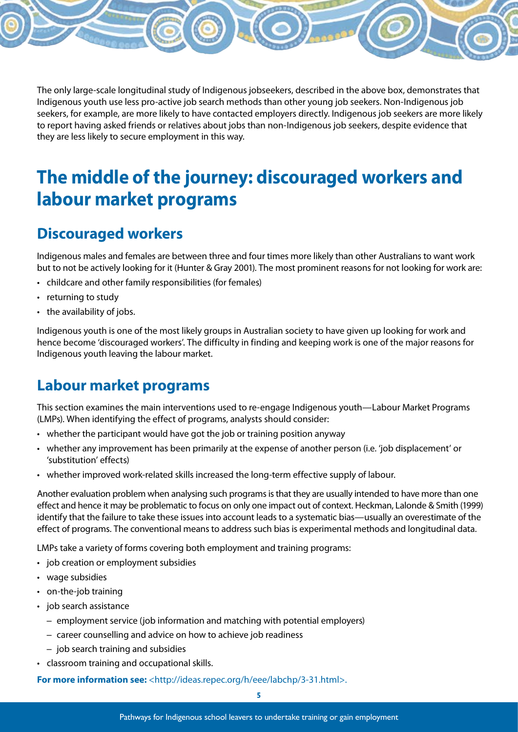The only large-scale longitudinal study of Indigenous jobseekers, described in the above box, demonstrates that Indigenous youth use less pro-active job search methods than other young job seekers. Non-Indigenous job seekers, for example, are more likely to have contacted employers directly. Indigenous job seekers are more likely to report having asked friends or relatives about jobs than non-Indigenous job seekers, despite evidence that they are less likely to secure employment in this way.

# The middle of the journey: discouraged workers and labour market programs

## Discouraged workers

Indigenous males and females are between three and four times more likely than other Australians to want work but to not be actively looking for it (Hunter & Gray 2001). The most prominent reasons for not looking for work are:

- childcare and other family responsibilities (for females)
- returning to study
- the availability of jobs.

Indigenous youth is one of the most likely groups in Australian society to have given up looking for work and hence become 'discouraged workers'. The difficulty in finding and keeping work is one of the major reasons for Indigenous youth leaving the labour market.

## Labour market programs

This section examines the main interventions used to re-engage Indigenous youth—Labour Market Programs (LMPs). When identifying the effect of programs, analysts should consider:

- whether the participant would have got the job or training position anyway
- whether any improvement has been primarily at the expense of another person (i.e. 'job displacement' or 'substitution' effects)
- whether improved work-related skills increased the long-term effective supply of labour.

Another evaluation problem when analysing such programs is that they are usually intended to have more than one effect and hence it may be problematic to focus on only one impact out of context. Heckman, Lalonde & Smith (1999) identify that the failure to take these issues into account leads to a systematic bias—usually an overestimate of the effect of programs. The conventional means to address such bias is experimental methods and longitudinal data.

LMPs take a variety of forms covering both employment and training programs:

- job creation or employment subsidies
- wage subsidies
- on-the-job training
- job search assistance
  - employment service (job information and matching with potential employers)
  - career counselling and advice on how to achieve job readiness
  - job search training and subsidies
- classroom training and occupational skills.

**For more information see:** <http://ideas.repec.org/h/eee/labchp/3-31.html>.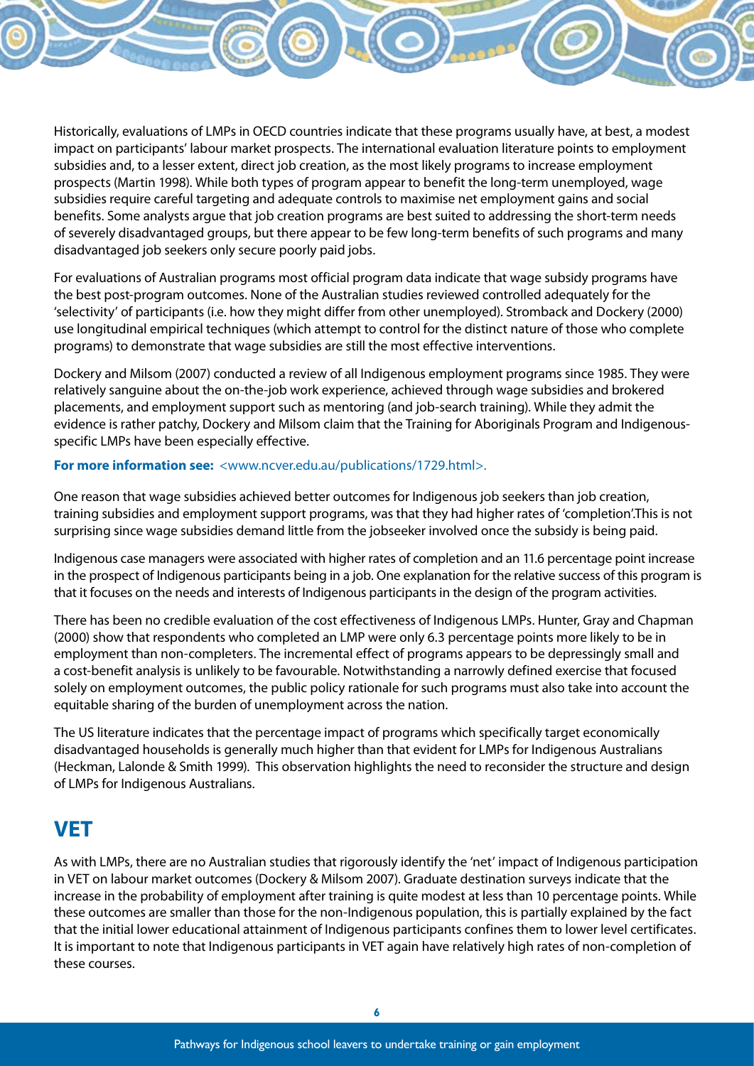Historically, evaluations of LMPs in OECD countries indicate that these programs usually have, at best, a modest impact on participants' labour market prospects. The international evaluation literature points to employment subsidies and, to a lesser extent, direct job creation, as the most likely programs to increase employment prospects (Martin 1998). While both types of program appear to benefit the long-term unemployed, wage subsidies require careful targeting and adequate controls to maximise net employment gains and social benefits. Some analysts argue that job creation programs are best suited to addressing the short-term needs of severely disadvantaged groups, but there appear to be few long-term benefits of such programs and many disadvantaged job seekers only secure poorly paid jobs.

For evaluations of Australian programs most official program data indicate that wage subsidy programs have the best post-program outcomes. None of the Australian studies reviewed controlled adequately for the 'selectivity' of participants (i.e. how they might differ from other unemployed). Stromback and Dockery (2000) use longitudinal empirical techniques (which attempt to control for the distinct nature of those who complete programs) to demonstrate that wage subsidies are still the most effective interventions.

Dockery and Milsom (2007) conducted a review of all Indigenous employment programs since 1985. They were relatively sanguine about the on-the-job work experience, achieved through wage subsidies and brokered placements, and employment support such as mentoring (and job-search training). While they admit the evidence is rather patchy, Dockery and Milsom claim that the Training for Aboriginals Program and Indigenous-specific LMPs have been especially effective.

**For more information see:** <www.ncver.edu.au/publications/1729.html>.

One reason that wage subsidies achieved better outcomes for Indigenous job seekers than job creation, training subsidies and employment support programs, was that they had higher rates of 'completion'.This is not surprising since wage subsidies demand little from the jobseeker involved once the subsidy is being paid.

Indigenous case managers were associated with higher rates of completion and an 11.6 percentage point increase in the prospect of Indigenous participants being in a job. One explanation for the relative success of this program is that it focuses on the needs and interests of Indigenous participants in the design of the program activities.

There has been no credible evaluation of the cost effectiveness of Indigenous LMPs. Hunter, Gray and Chapman (2000) show that respondents who completed an LMP were only 6.3 percentage points more likely to be in employment than non-completers. The incremental effect of programs appears to be depressingly small and a cost-benefit analysis is unlikely to be favourable. Notwithstanding a narrowly defined exercise that focused solely on employment outcomes, the public policy rationale for such programs must also take into account the equitable sharing of the burden of unemployment across the nation.

The US literature indicates that the percentage impact of programs which specifically target economically disadvantaged households is generally much higher than that evident for LMPs for Indigenous Australians (Heckman, Lalonde & Smith 1999). This observation highlights the need to reconsider the structure and design of LMPs for Indigenous Australians.

## VET

As with LMPs, there are no Australian studies that rigorously identify the 'net' impact of Indigenous participation in VET on labour market outcomes (Dockery & Milsom 2007). Graduate destination surveys indicate that the increase in the probability of employment after training is quite modest at less than 10 percentage points. While these outcomes are smaller than those for the non-Indigenous population, this is partially explained by the fact that the initial lower educational attainment of Indigenous participants confines them to lower level certificates. It is important to note that Indigenous participants in VET again have relatively high rates of non-completion of these courses.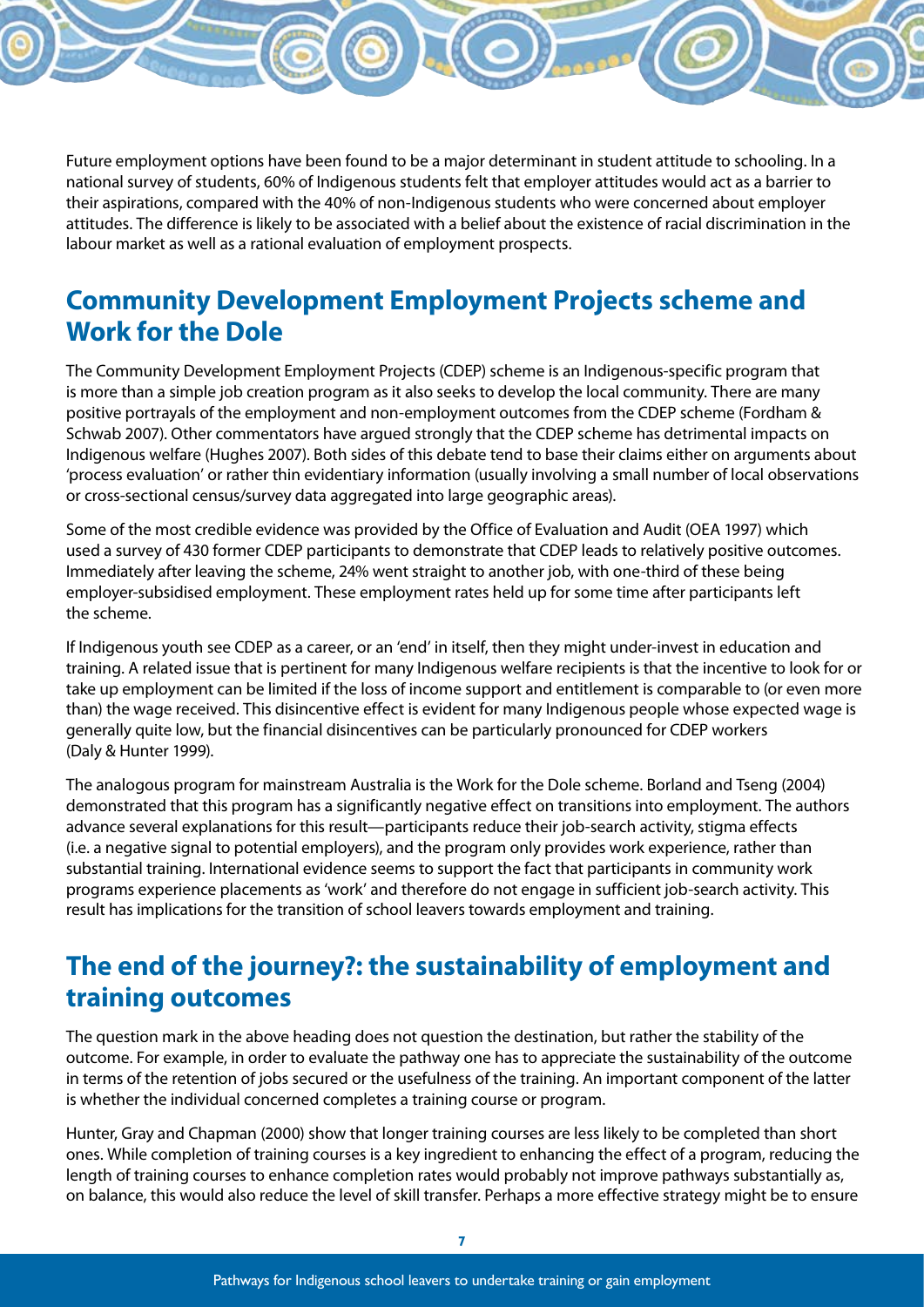Future employment options have been found to be a major determinant in student attitude to schooling. In a national survey of students, 60% of Indigenous students felt that employer attitudes would act as a barrier to their aspirations, compared with the 40% of non-Indigenous students who were concerned about employer attitudes. The difference is likely to be associated with a belief about the existence of racial discrimination in the labour market as well as a rational evaluation of employment prospects.

## Community Development Employment Projects scheme and Work for the Dole

The Community Development Employment Projects (CDEP) scheme is an Indigenous-specific program that is more than a simple job creation program as it also seeks to develop the local community. There are many positive portrayals of the employment and non-employment outcomes from the CDEP scheme (Fordham & Schwab 2007). Other commentators have argued strongly that the CDEP scheme has detrimental impacts on Indigenous welfare (Hughes 2007). Both sides of this debate tend to base their claims either on arguments about 'process evaluation' or rather thin evidentiary information (usually involving a small number of local observations or cross-sectional census/survey data aggregated into large geographic areas).

Some of the most credible evidence was provided by the Office of Evaluation and Audit (OEA 1997) which used a survey of 430 former CDEP participants to demonstrate that CDEP leads to relatively positive outcomes. Immediately after leaving the scheme, 24% went straight to another job, with one-third of these being employer-subsidised employment. These employment rates held up for some time after participants left the scheme.

If Indigenous youth see CDEP as a career, or an 'end' in itself, then they might under-invest in education and training. A related issue that is pertinent for many Indigenous welfare recipients is that the incentive to look for or take up employment can be limited if the loss of income support and entitlement is comparable to (or even more than) the wage received. This disincentive effect is evident for many Indigenous people whose expected wage is generally quite low, but the financial disincentives can be particularly pronounced for CDEP workers (Daly & Hunter 1999).

The analogous program for mainstream Australia is the Work for the Dole scheme. Borland and Tseng (2004) demonstrated that this program has a significantly negative effect on transitions into employment. The authors advance several explanations for this result—participants reduce their job-search activity, stigma effects (i.e. a negative signal to potential employers), and the program only provides work experience, rather than substantial training. International evidence seems to support the fact that participants in community work programs experience placements as 'work' and therefore do not engage in sufficient job-search activity. This result has implications for the transition of school leavers towards employment and training.

## The end of the journey?: the sustainability of employment and training outcomes

The question mark in the above heading does not question the destination, but rather the stability of the outcome. For example, in order to evaluate the pathway one has to appreciate the sustainability of the outcome in terms of the retention of jobs secured or the usefulness of the training. An important component of the latter is whether the individual concerned completes a training course or program.

Hunter, Gray and Chapman (2000) show that longer training courses are less likely to be completed than short ones. While completion of training courses is a key ingredient to enhancing the effect of a program, reducing the length of training courses to enhance completion rates would probably not improve pathways substantially as, on balance, this would also reduce the level of skill transfer. Perhaps a more effective strategy might be to ensure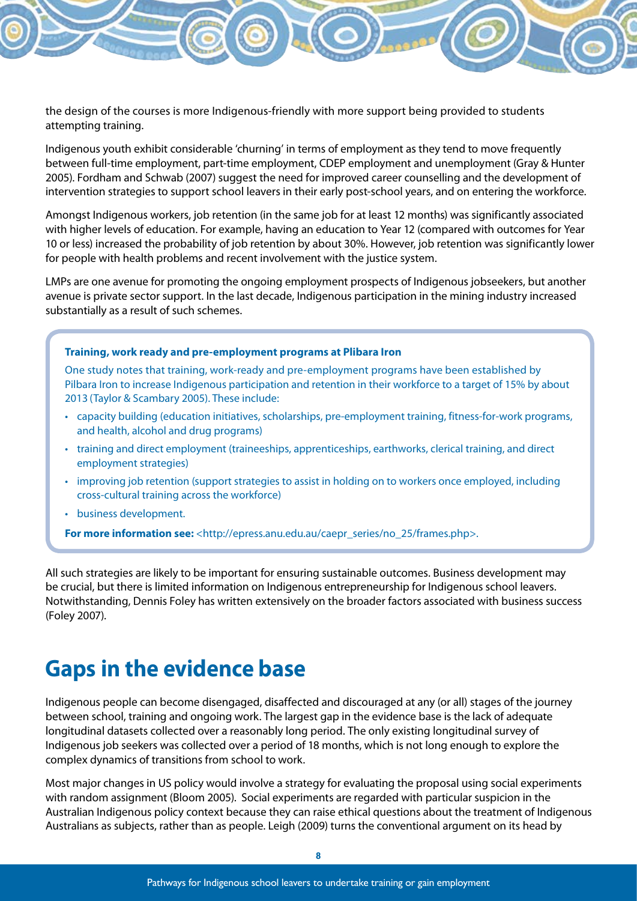the design of the courses is more Indigenous-friendly with more support being provided to students attempting training.

Indigenous youth exhibit considerable 'churning' in terms of employment as they tend to move frequently between full-time employment, part-time employment, CDEP employment and unemployment (Gray & Hunter 2005). Fordham and Schwab (2007) suggest the need for improved career counselling and the development of intervention strategies to support school leavers in their early post-school years, and on entering the workforce.

Amongst Indigenous workers, job retention (in the same job for at least 12 months) was significantly associated with higher levels of education. For example, having an education to Year 12 (compared with outcomes for Year 10 or less) increased the probability of job retention by about 30%. However, job retention was significantly lower for people with health problems and recent involvement with the justice system.

LMPs are one avenue for promoting the ongoing employment prospects of Indigenous jobseekers, but another avenue is private sector support. In the last decade, Indigenous participation in the mining industry increased substantially as a result of such schemes.

**Training, work ready and pre-employment programs at Plibara Iron**

One study notes that training, work-ready and pre-employment programs have been established by Pilbara Iron to increase Indigenous participation and retention in their workforce to a target of 15% by about 2013 (Taylor & Scambary 2005). These include:

- capacity building (education initiatives, scholarships, pre-employment training, fitness-for-work programs, and health, alcohol and drug programs)
- training and direct employment (traineeships, apprenticeships, earthworks, clerical training, and direct employment strategies)
- improving job retention (support strategies to assist in holding on to workers once employed, including cross-cultural training across the workforce)
- business development.

**For more information see:** <http://epress.anu.edu.au/caepr_series/no_25/frames.php>.

All such strategies are likely to be important for ensuring sustainable outcomes. Business development may be crucial, but there is limited information on Indigenous entrepreneurship for Indigenous school leavers. Notwithstanding, Dennis Foley has written extensively on the broader factors associated with business success (Foley 2007).

## Gaps in the evidence base

Indigenous people can become disengaged, disaffected and discouraged at any (or all) stages of the journey between school, training and ongoing work. The largest gap in the evidence base is the lack of adequate longitudinal datasets collected over a reasonably long period. The only existing longitudinal survey of Indigenous job seekers was collected over a period of 18 months, which is not long enough to explore the complex dynamics of transitions from school to work.

Most major changes in US policy would involve a strategy for evaluating the proposal using social experiments with random assignment (Bloom 2005). Social experiments are regarded with particular suspicion in the Australian Indigenous policy context because they can raise ethical questions about the treatment of Indigenous Australians as subjects, rather than as people. Leigh (2009) turns the conventional argument on its head by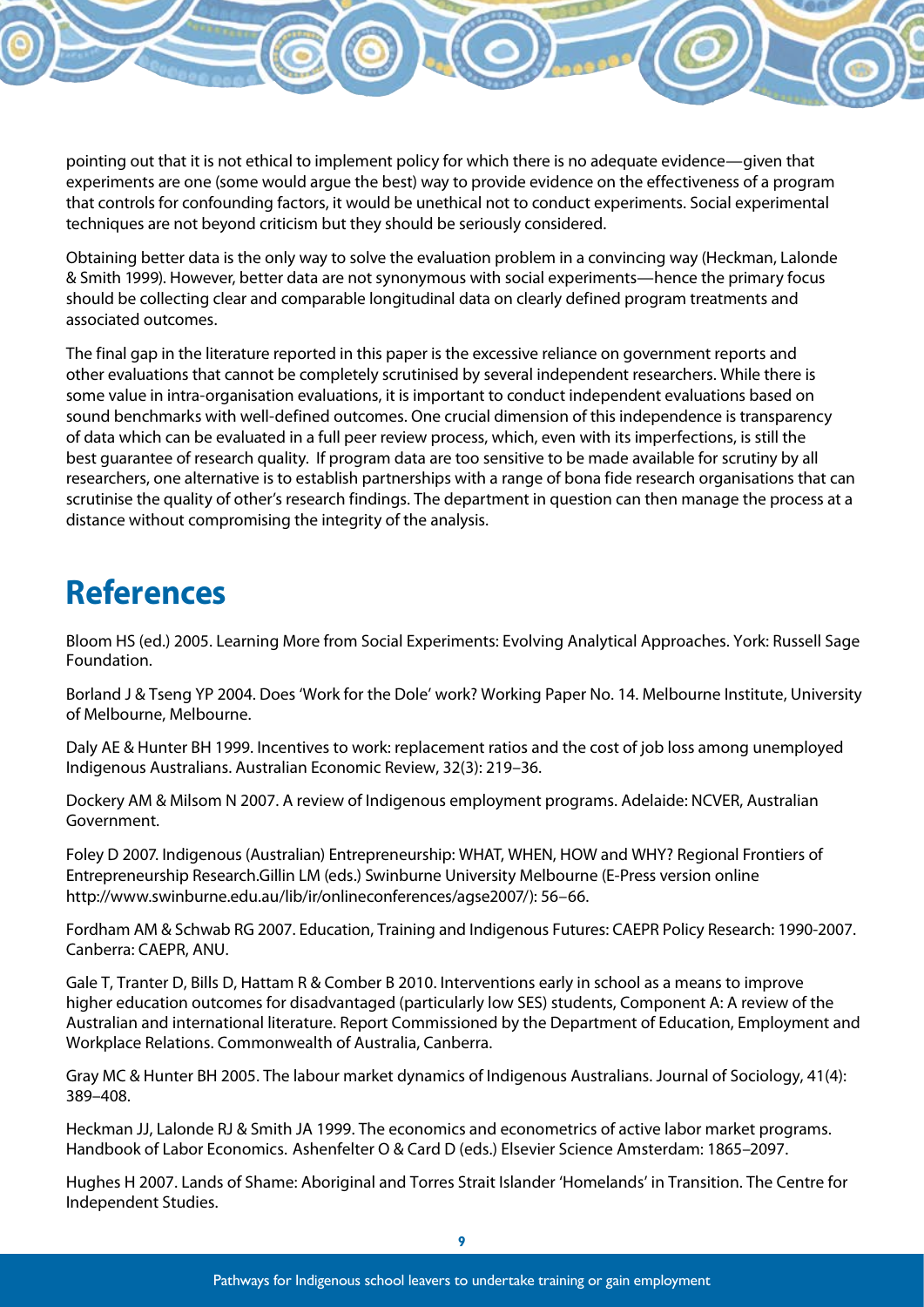pointing out that it is not ethical to implement policy for which there is no adequate evidence—given that experiments are one (some would argue the best) way to provide evidence on the effectiveness of a program that controls for confounding factors, it would be unethical not to conduct experiments. Social experimental techniques are not beyond criticism but they should be seriously considered.

Obtaining better data is the only way to solve the evaluation problem in a convincing way (Heckman, Lalonde & Smith 1999). However, better data are not synonymous with social experiments—hence the primary focus should be collecting clear and comparable longitudinal data on clearly defined program treatments and associated outcomes.

The final gap in the literature reported in this paper is the excessive reliance on government reports and other evaluations that cannot be completely scrutinised by several independent researchers. While there is some value in intra-organisation evaluations, it is important to conduct independent evaluations based on sound benchmarks with well-defined outcomes. One crucial dimension of this independence is transparency of data which can be evaluated in a full peer review process, which, even with its imperfections, is still the best guarantee of research quality. If program data are too sensitive to be made available for scrutiny by all researchers, one alternative is to establish partnerships with a range of bona fide research organisations that can scrutinise the quality of other's research findings. The department in question can then manage the process at a distance without compromising the integrity of the analysis.

# References

Bloom HS (ed.) 2005. Learning More from Social Experiments: Evolving Analytical Approaches. York: Russell Sage Foundation.

Borland J & Tseng YP 2004. Does 'Work for the Dole' work? Working Paper No. 14. Melbourne Institute, University of Melbourne, Melbourne.

Daly AE & Hunter BH 1999. Incentives to work: replacement ratios and the cost of job loss among unemployed Indigenous Australians. Australian Economic Review, 32(3): 219–36.

Dockery AM & Milsom N 2007. A review of Indigenous employment programs. Adelaide: NCVER, Australian Government.

Foley D 2007. Indigenous (Australian) Entrepreneurship: WHAT, WHEN, HOW and WHY? Regional Frontiers of Entrepreneurship Research.Gillin LM (eds.) Swinburne University Melbourne (E-Press version online http://www.swinburne.edu.au/lib/ir/onlineconferences/agse2007/): 56–66.

Fordham AM & Schwab RG 2007. Education, Training and Indigenous Futures: CAEPR Policy Research: 1990-2007. Canberra: CAEPR, ANU.

Gale T, Tranter D, Bills D, Hattam R & Comber B 2010. Interventions early in school as a means to improve higher education outcomes for disadvantaged (particularly low SES) students, Component A: A review of the Australian and international literature. Report Commissioned by the Department of Education, Employment and Workplace Relations. Commonwealth of Australia, Canberra.

Gray MC & Hunter BH 2005. The labour market dynamics of Indigenous Australians. Journal of Sociology, 41(4): 389–408.

Heckman JJ, Lalonde RJ & Smith JA 1999. The economics and econometrics of active labor market programs. Handbook of Labor Economics. Ashenfelter O & Card D (eds.) Elsevier Science Amsterdam: 1865–2097.

Hughes H 2007. Lands of Shame: Aboriginal and Torres Strait Islander 'Homelands' in Transition. The Centre for Independent Studies.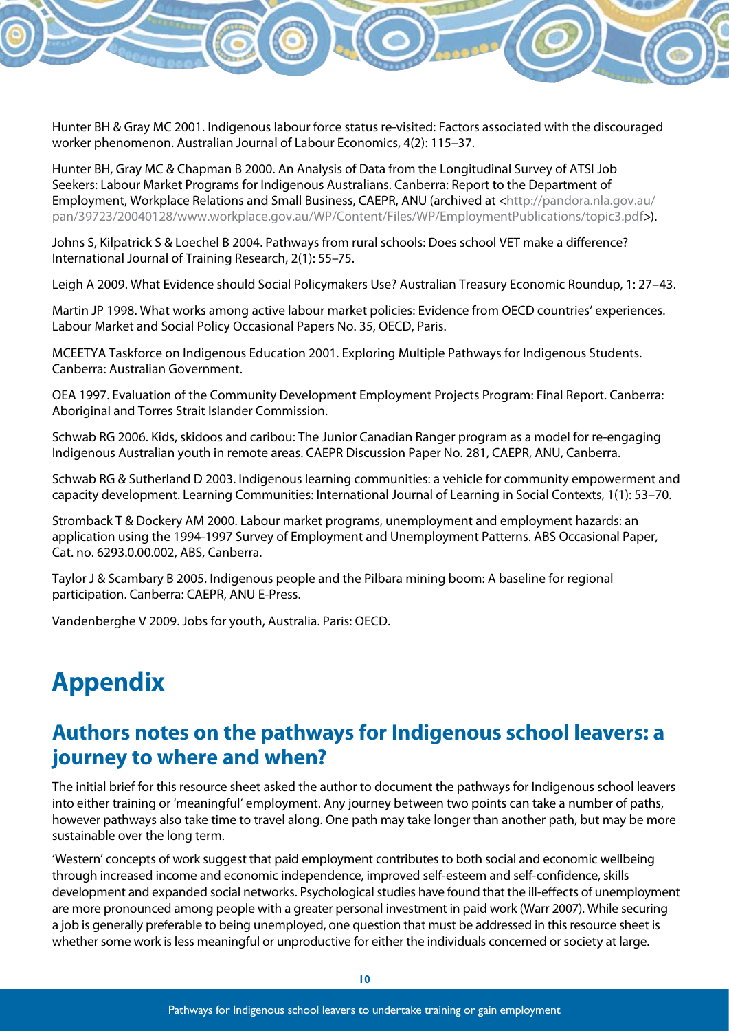Hunter BH & Gray MC 2001. Indigenous labour force status re-visited: Factors associated with the discouraged worker phenomenon. Australian Journal of Labour Economics, 4(2): 115–37.

Hunter BH, Gray MC & Chapman B 2000. An Analysis of Data from the Longitudinal Survey of ATSI Job Seekers: Labour Market Programs for Indigenous Australians. Canberra: Report to the Department of Employment, Workplace Relations and Small Business, CAEPR, ANU (archived at <http://pandora.nla.gov.au/pan/39723/20040128/www.workplace.gov.au/WP/Content/Files/WP/EmploymentPublications/topic3.pdf>).

Johns S, Kilpatrick S & Loechel B 2004. Pathways from rural schools: Does school VET make a difference? International Journal of Training Research, 2(1): 55–75.

Leigh A 2009. What Evidence should Social Policymakers Use? Australian Treasury Economic Roundup, 1: 27–43.

Martin JP 1998. What works among active labour market policies: Evidence from OECD countries' experiences. Labour Market and Social Policy Occasional Papers No. 35, OECD, Paris.

MCEETYA Taskforce on Indigenous Education 2001. Exploring Multiple Pathways for Indigenous Students. Canberra: Australian Government.

OEA 1997. Evaluation of the Community Development Employment Projects Program: Final Report. Canberra: Aboriginal and Torres Strait Islander Commission.

Schwab RG 2006. Kids, skidoos and caribou: The Junior Canadian Ranger program as a model for re-engaging Indigenous Australian youth in remote areas. CAEPR Discussion Paper No. 281, CAEPR, ANU, Canberra.

Schwab RG & Sutherland D 2003. Indigenous learning communities: a vehicle for community empowerment and capacity development. Learning Communities: International Journal of Learning in Social Contexts, 1(1): 53–70.

Stromback T & Dockery AM 2000. Labour market programs, unemployment and employment hazards: an application using the 1994-1997 Survey of Employment and Unemployment Patterns. ABS Occasional Paper, Cat. no. 6293.0.00.002, ABS, Canberra.

Taylor J & Scambary B 2005. Indigenous people and the Pilbara mining boom: A baseline for regional participation. Canberra: CAEPR, ANU E-Press.

Vandenberghe V 2009. Jobs for youth, Australia. Paris: OECD.

# Appendix

## Authors notes on the pathways for Indigenous school leavers: a journey to where and when?

The initial brief for this resource sheet asked the author to document the pathways for Indigenous school leavers into either training or 'meaningful' employment. Any journey between two points can take a number of paths, however pathways also take time to travel along. One path may take longer than another path, but may be more sustainable over the long term.

'Western' concepts of work suggest that paid employment contributes to both social and economic wellbeing through increased income and economic independence, improved self-esteem and self-confidence, skills development and expanded social networks. Psychological studies have found that the ill-effects of unemployment are more pronounced among people with a greater personal investment in paid work (Warr 2007). While securing a job is generally preferable to being unemployed, one question that must be addressed in this resource sheet is whether some work is less meaningful or unproductive for either the individuals concerned or society at large.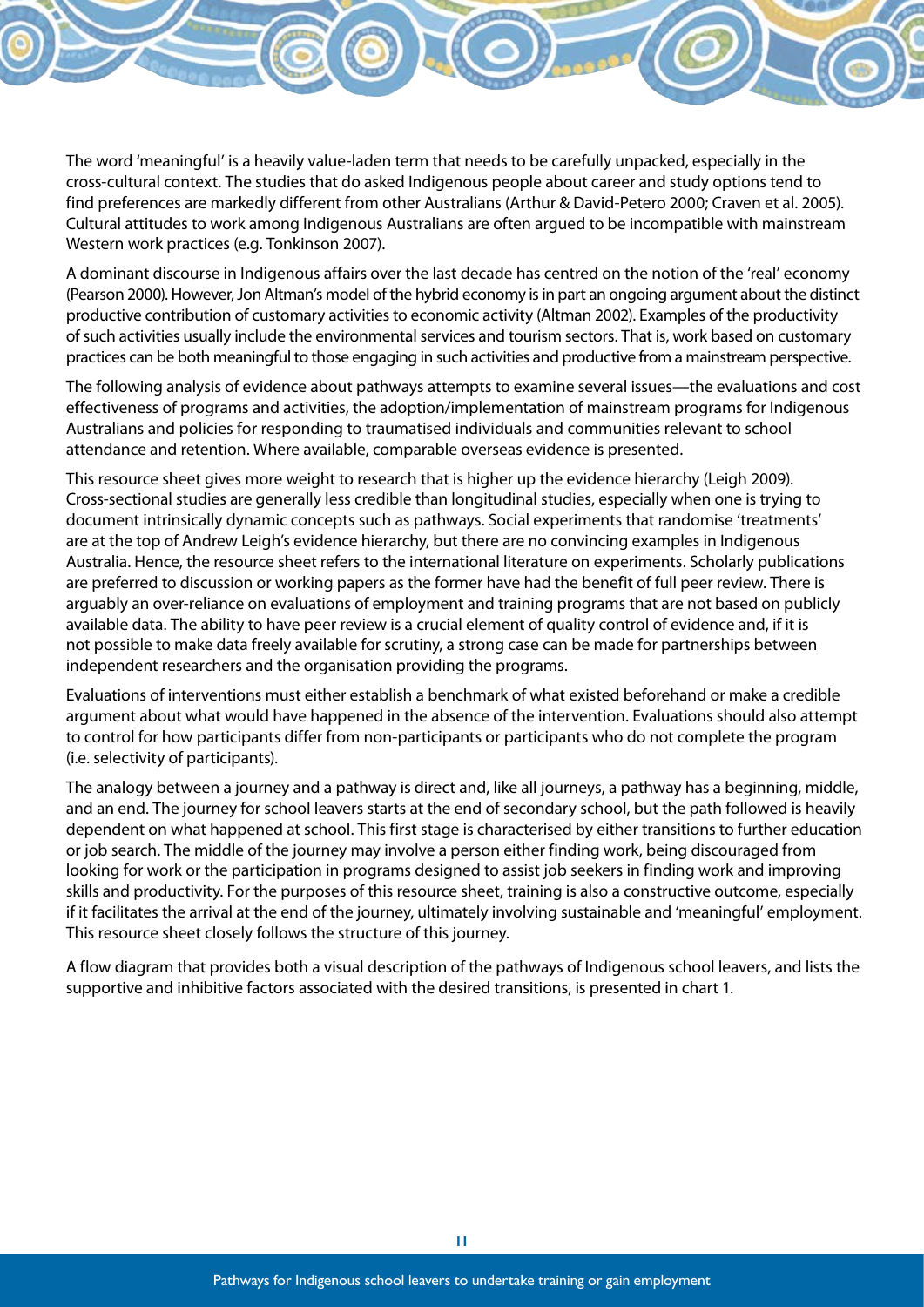The word 'meaningful' is a heavily value-laden term that needs to be carefully unpacked, especially in the cross-cultural context. The studies that do asked Indigenous people about career and study options tend to find preferences are markedly different from other Australians (Arthur & David-Petero 2000; Craven et al. 2005). Cultural attitudes to work among Indigenous Australians are often argued to be incompatible with mainstream Western work practices (e.g. Tonkinson 2007).

A dominant discourse in Indigenous affairs over the last decade has centred on the notion of the 'real' economy (Pearson 2000). However, Jon Altman's model of the hybrid economy is in part an ongoing argument about the distinct productive contribution of customary activities to economic activity (Altman 2002). Examples of the productivity of such activities usually include the environmental services and tourism sectors. That is, work based on customary practices can be both meaningful to those engaging in such activities and productive from a mainstream perspective.

The following analysis of evidence about pathways attempts to examine several issues—the evaluations and cost effectiveness of programs and activities, the adoption/implementation of mainstream programs for Indigenous Australians and policies for responding to traumatised individuals and communities relevant to school attendance and retention. Where available, comparable overseas evidence is presented.

This resource sheet gives more weight to research that is higher up the evidence hierarchy (Leigh 2009). Cross-sectional studies are generally less credible than longitudinal studies, especially when one is trying to document intrinsically dynamic concepts such as pathways. Social experiments that randomise 'treatments' are at the top of Andrew Leigh's evidence hierarchy, but there are no convincing examples in Indigenous Australia. Hence, the resource sheet refers to the international literature on experiments. Scholarly publications are preferred to discussion or working papers as the former have had the benefit of full peer review. There is arguably an over-reliance on evaluations of employment and training programs that are not based on publicly available data. The ability to have peer review is a crucial element of quality control of evidence and, if it is not possible to make data freely available for scrutiny, a strong case can be made for partnerships between independent researchers and the organisation providing the programs.

Evaluations of interventions must either establish a benchmark of what existed beforehand or make a credible argument about what would have happened in the absence of the intervention. Evaluations should also attempt to control for how participants differ from non-participants or participants who do not complete the program (i.e. selectivity of participants).

The analogy between a journey and a pathway is direct and, like all journeys, a pathway has a beginning, middle, and an end. The journey for school leavers starts at the end of secondary school, but the path followed is heavily dependent on what happened at school. This first stage is characterised by either transitions to further education or job search. The middle of the journey may involve a person either finding work, being discouraged from looking for work or the participation in programs designed to assist job seekers in finding work and improving skills and productivity. For the purposes of this resource sheet, training is also a constructive outcome, especially if it facilitates the arrival at the end of the journey, ultimately involving sustainable and 'meaningful' employment. This resource sheet closely follows the structure of this journey.

A flow diagram that provides both a visual description of the pathways of Indigenous school leavers, and lists the supportive and inhibitive factors associated with the desired transitions, is presented in chart 1.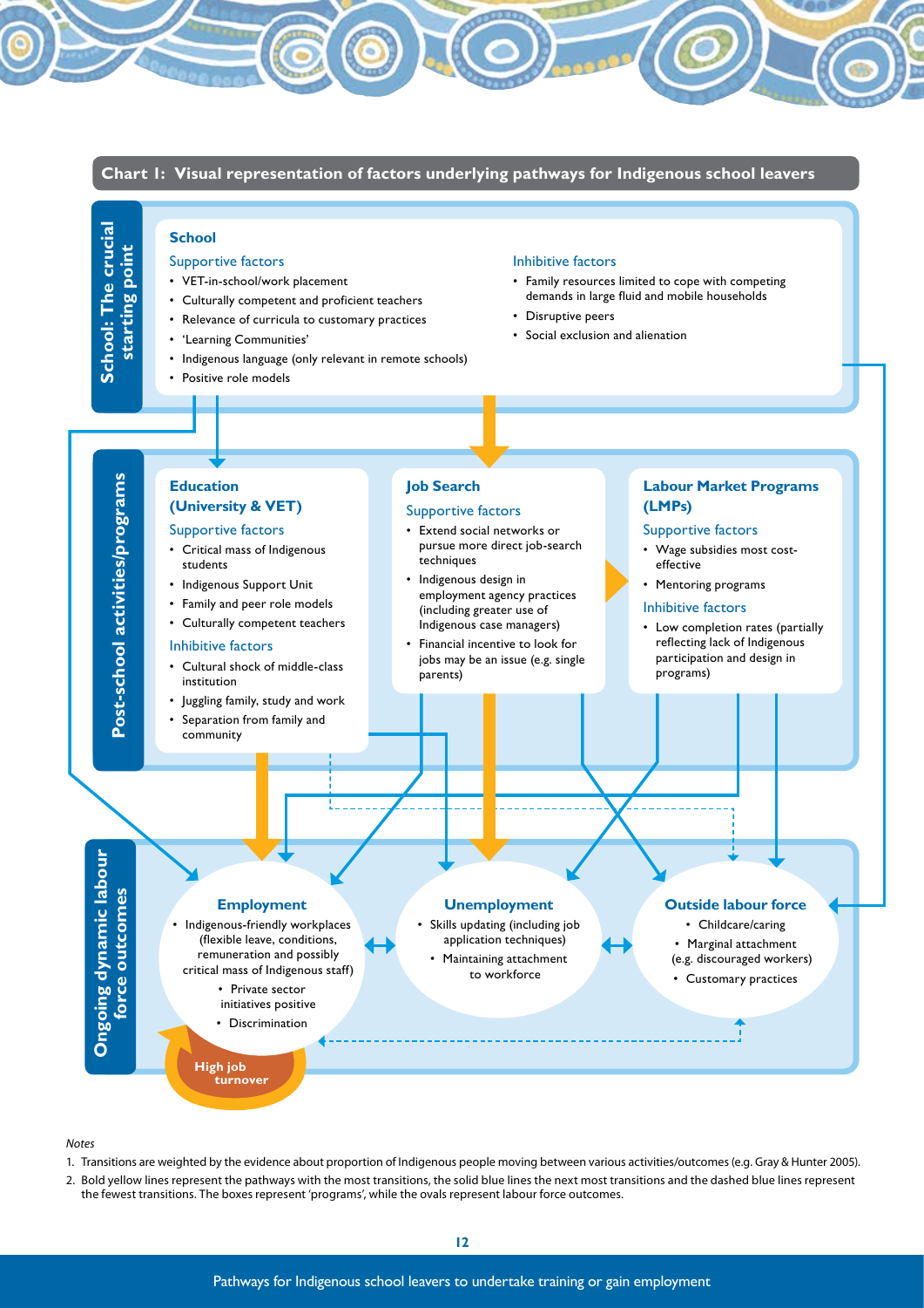## Chart 1: Visual representation of factors underlying pathways for Indigenous school leavers

### School: The crucial starting point

**School**

Supportive factors

- VET-in-school/work placement
- Culturally competent and proficient teachers
- Relevance of curricula to customary practices
- 'Learning Communities'
- Indigenous language (only relevant in remote schools)
- Positive role models

Inhibitive factors

- Family resources limited to cope with competing demands in large fluid and mobile households
- Disruptive peers
- Social exclusion and alienation

### Post-school activities/programs

**Education (University & VET)**

Supportive factors

- Critical mass of Indigenous students
- Indigenous Support Unit
- Family and peer role models
- Culturally competent teachers

Inhibitive factors

- Cultural shock of middle-class institution
- Juggling family, study and work
- Separation from family and community

**Job Search**

Supportive factors

- Extend social networks or pursue more direct job-search techniques
- Indigenous design in employment agency practices (including greater use of Indigenous case managers)
- Financial incentive to look for jobs may be an issue (e.g. single parents)

**Labour Market Programs (LMPs)**

Supportive factors

- Wage subsidies most cost-effective
- Mentoring programs

Inhibitive factors

- Low completion rates (partially reflecting lack of Indigenous participation and design in programs)

### Ongoing dynamic labour force outcomes

**Employment**

- Indigenous-friendly workplaces (flexible leave, conditions, remuneration and possibly critical mass of Indigenous staff)
- Private sector initiatives positive
- Discrimination

High job turnover

**Unemployment**

- Skills updating (including job application techniques)
- Maintaining attachment to workforce

**Outside labour force**

- Childcare/caring
- Marginal attachment (e.g. discouraged workers)
- Customary practices

*Notes*

1. Transitions are weighted by the evidence about proportion of Indigenous people moving between various activities/outcomes (e.g. Gray & Hunter 2005).
2. Bold yellow lines represent the pathways with the most transitions, the solid blue lines the next most transitions and the dashed blue lines represent the fewest transitions. The boxes represent 'programs', while the ovals represent labour force outcomes.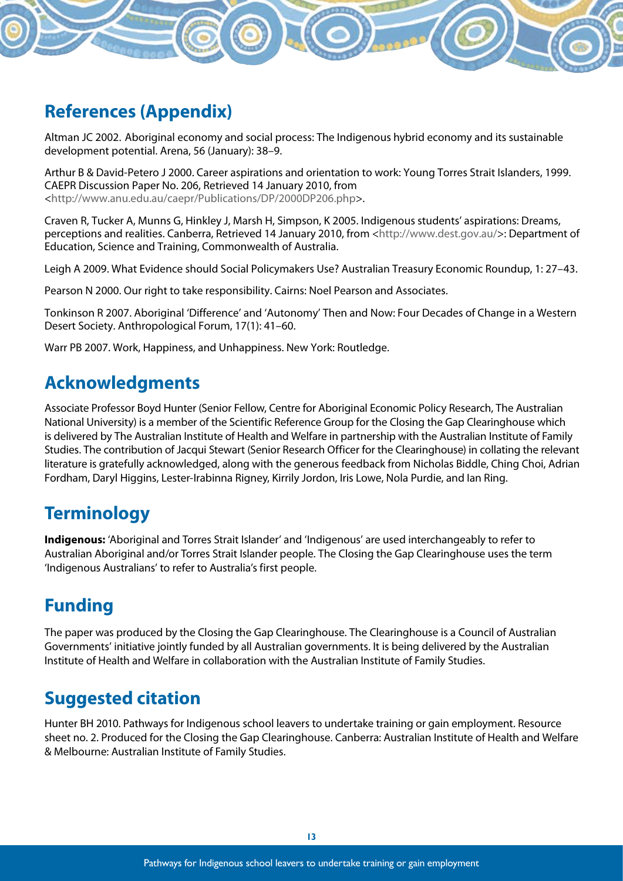## References (Appendix)

Altman JC 2002. Aboriginal economy and social process: The Indigenous hybrid economy and its sustainable development potential. Arena, 56 (January): 38–9.

Arthur B & David-Petero J 2000. Career aspirations and orientation to work: Young Torres Strait Islanders, 1999. CAEPR Discussion Paper No. 206, Retrieved 14 January 2010, from <http://www.anu.edu.au/caepr/Publications/DP/2000DP206.php>.

Craven R, Tucker A, Munns G, Hinkley J, Marsh H, Simpson, K 2005. Indigenous students' aspirations: Dreams, perceptions and realities. Canberra, Retrieved 14 January 2010, from <http://www.dest.gov.au/>: Department of Education, Science and Training, Commonwealth of Australia.

Leigh A 2009. What Evidence should Social Policymakers Use? Australian Treasury Economic Roundup, 1: 27–43.

Pearson N 2000. Our right to take responsibility. Cairns: Noel Pearson and Associates.

Tonkinson R 2007. Aboriginal 'Difference' and 'Autonomy' Then and Now: Four Decades of Change in a Western Desert Society. Anthropological Forum, 17(1): 41–60.

Warr PB 2007. Work, Happiness, and Unhappiness. New York: Routledge.

## Acknowledgments

Associate Professor Boyd Hunter (Senior Fellow, Centre for Aboriginal Economic Policy Research, The Australian National University) is a member of the Scientific Reference Group for the Closing the Gap Clearinghouse which is delivered by The Australian Institute of Health and Welfare in partnership with the Australian Institute of Family Studies. The contribution of Jacqui Stewart (Senior Research Officer for the Clearinghouse) in collating the relevant literature is gratefully acknowledged, along with the generous feedback from Nicholas Biddle, Ching Choi, Adrian Fordham, Daryl Higgins, Lester-Irabinna Rigney, Kirrily Jordon, Iris Lowe, Nola Purdie, and Ian Ring.

## Terminology

**Indigenous:** 'Aboriginal and Torres Strait Islander' and 'Indigenous' are used interchangeably to refer to Australian Aboriginal and/or Torres Strait Islander people. The Closing the Gap Clearinghouse uses the term 'Indigenous Australians' to refer to Australia's first people.

## Funding

The paper was produced by the Closing the Gap Clearinghouse. The Clearinghouse is a Council of Australian Governments' initiative jointly funded by all Australian governments. It is being delivered by the Australian Institute of Health and Welfare in collaboration with the Australian Institute of Family Studies.

## Suggested citation

Hunter BH 2010. Pathways for Indigenous school leavers to undertake training or gain employment. Resource sheet no. 2. Produced for the Closing the Gap Clearinghouse. Canberra: Australian Institute of Health and Welfare & Melbourne: Australian Institute of Family Studies.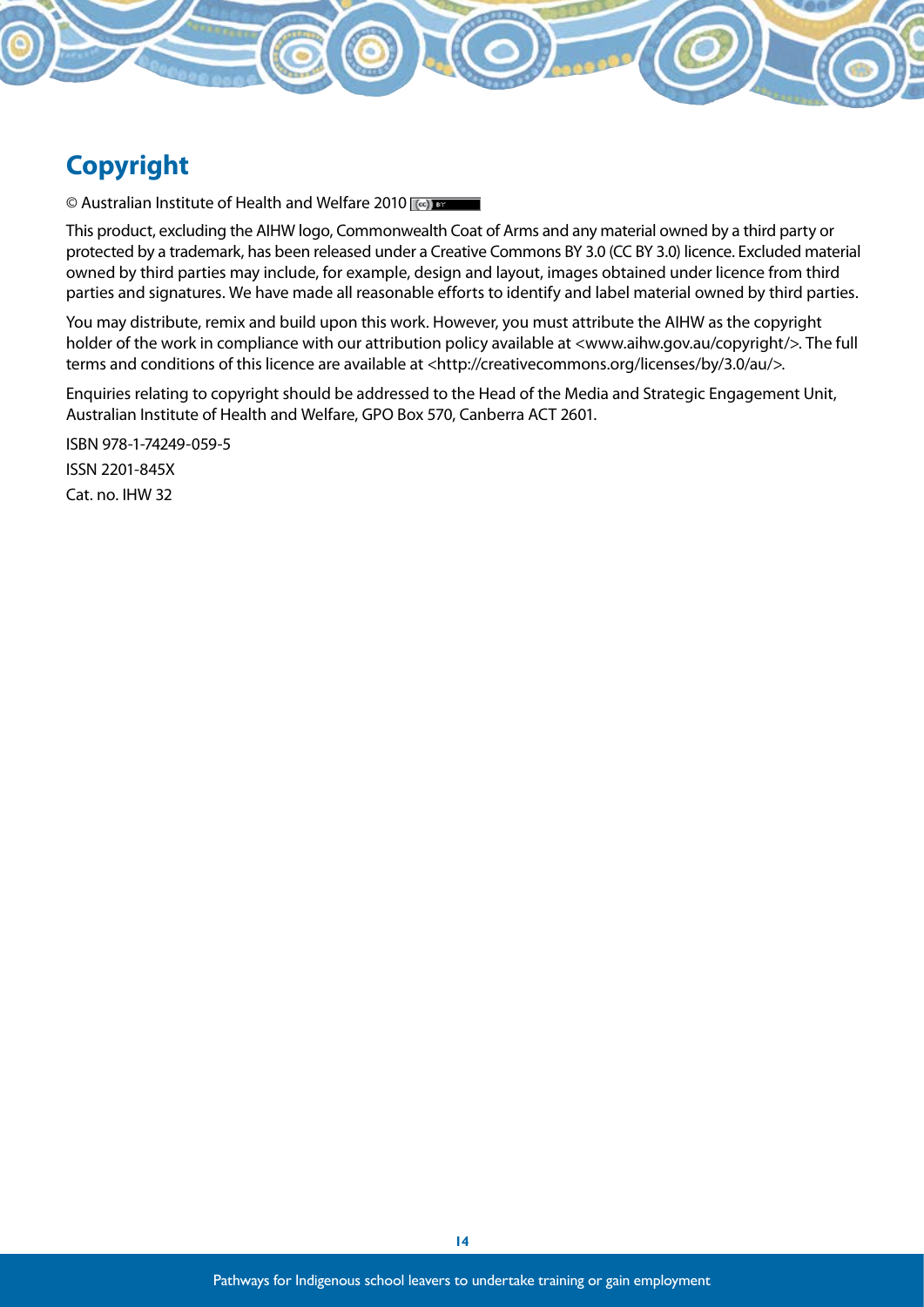# Copyright

© Australian Institute of Health and Welfare 2010

This product, excluding the AIHW logo, Commonwealth Coat of Arms and any material owned by a third party or protected by a trademark, has been released under a Creative Commons BY 3.0 (CC BY 3.0) licence. Excluded material owned by third parties may include, for example, design and layout, images obtained under licence from third parties and signatures. We have made all reasonable efforts to identify and label material owned by third parties.

You may distribute, remix and build upon this work. However, you must attribute the AIHW as the copyright holder of the work in compliance with our attribution policy available at <www.aihw.gov.au/copyright/>. The full terms and conditions of this licence are available at <http://creativecommons.org/licenses/by/3.0/au/>.

Enquiries relating to copyright should be addressed to the Head of the Media and Strategic Engagement Unit, Australian Institute of Health and Welfare, GPO Box 570, Canberra ACT 2601.

ISBN 978-1-74249-059-5

ISSN 2201-845X

Cat. no. IHW 32